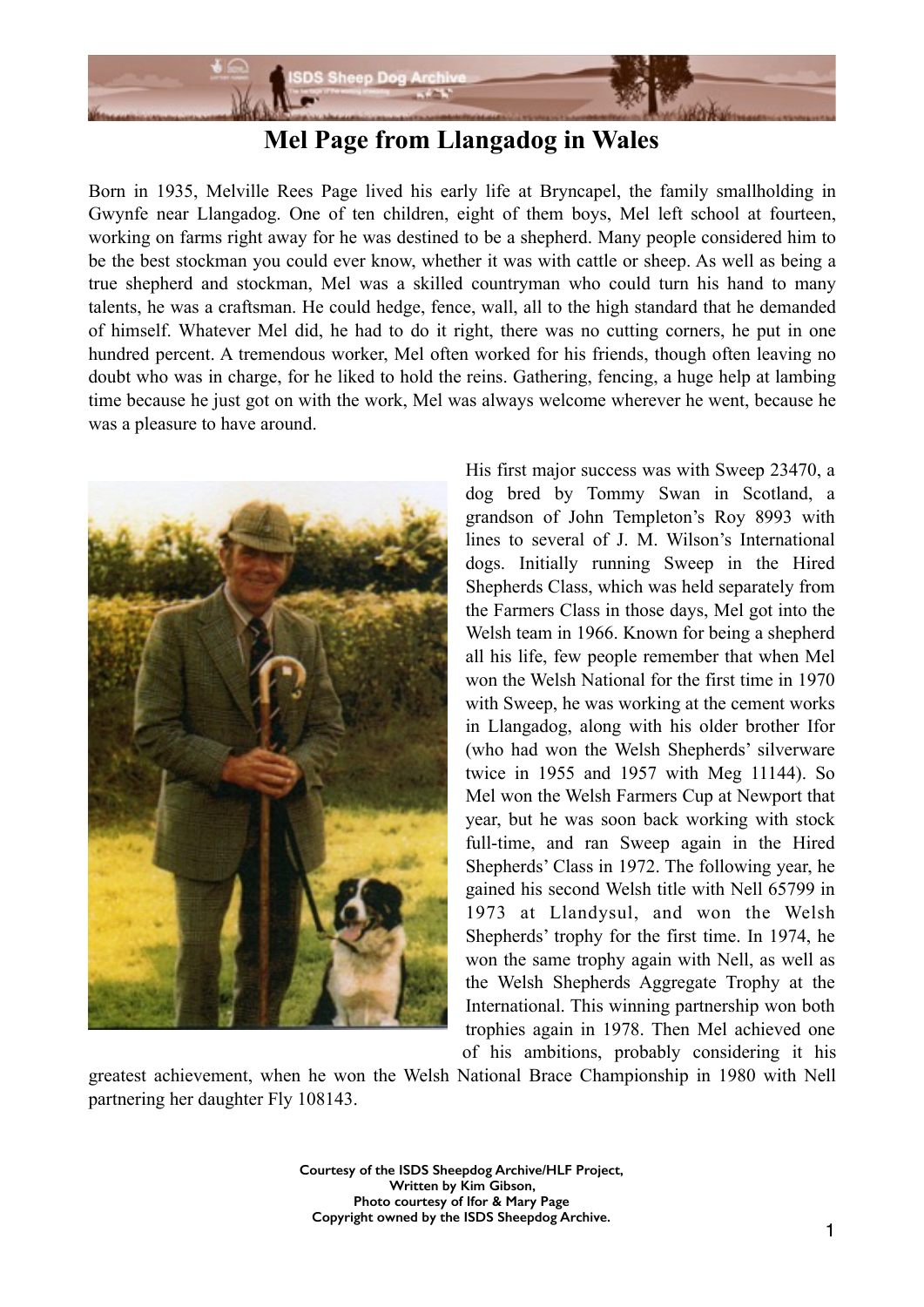# Mel Page from Llangadog in Wales

Born in 1935, Melville Rees Page lived his early life at Bryncapel, the family smallholding in Gwynfe near Llangadog. One of ten children, eight of them boys, Mel left school at fourteen, working on farms right away for he was destined to be a shepherd. Many people considered him to be the best stockman you could ever know, whether it was with cattle or sheep. As well as being a true shepherd and stockman, Mel was a skilled countryman who could turn his hand to many talents, he was a craftsman. He could hedge, fence, wall, all to the high standard that he demanded of himself. Whatever Mel did, he had to do it right, there was no cutting corners, he put in one hundred percent. A tremendous worker, Mel often worked for his friends, though often leaving no doubt who was in charge, for he liked to hold the reins. Gathering, fencing, a huge help at lambing time because he just got on with the work, Mel was always welcome wherever he went, because he was a pleasure to have around.

His first major success was with Sweep 23470, a dog bred by Tommy Swan in Scotland, a grandson of John Templeton's Roy 8993 with lines to several of J. M. Wilson's International dogs. Initially running Sweep in the Hired Shepherds Class, which was held separately from the Farmers Class in those days, Mel got into the Welsh team in 1966. Known for being a shepherd all his life, few people remember that when Mel won the Welsh National for the first time in 1970 with Sweep, he was working at the cement works in Llangadog, along with his older brother Ifor (who had won the Welsh Shepherds' silverware twice in 1955 and 1957 with Meg 11144). So Mel won the Welsh Farmers Cup at Newport that year, but he was soon back working with stock full-time, and ran Sweep again in the Hired Shepherds' Class in 1972. The following year, he gained his second Welsh title with Nell 65799 in 1973 at Llandysul, and won the Welsh Shepherds' trophy for the first time. In 1974, he won the same trophy again with Nell, as well as the Welsh Shepherds Aggregate Trophy at the International. This winning partnership won both trophies again in 1978. Then Mel achieved one of his ambitions, probably considering it his greatest achievement, when he won the Welsh National Brace Championship in 1980 with Nell partnering her daughter Fly 108143.

**Courtesy of the ISDS Sheepdog Archive/HLF Project,**
**Written by Kim Gibson,**
**Photo courtesy of Ifor & Mary Page**
**Copyright owned by the ISDS Sheepdog Archive.**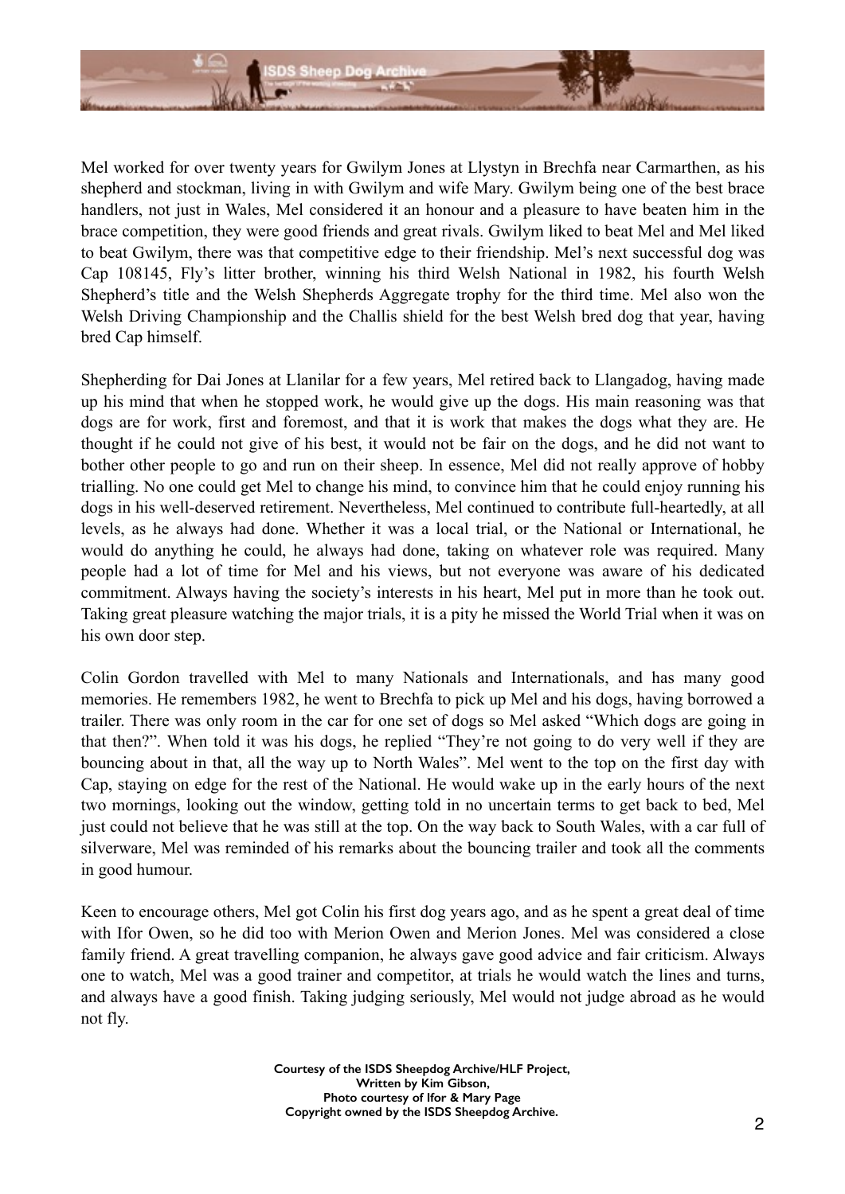Mel worked for over twenty years for Gwilym Jones at Llystyn in Brechfa near Carmarthen, as his shepherd and stockman, living in with Gwilym and wife Mary. Gwilym being one of the best brace handlers, not just in Wales, Mel considered it an honour and a pleasure to have beaten him in the brace competition, they were good friends and great rivals. Gwilym liked to beat Mel and Mel liked to beat Gwilym, there was that competitive edge to their friendship. Mel's next successful dog was Cap 108145, Fly's litter brother, winning his third Welsh National in 1982, his fourth Welsh Shepherd's title and the Welsh Shepherds Aggregate trophy for the third time. Mel also won the Welsh Driving Championship and the Challis shield for the best Welsh bred dog that year, having bred Cap himself.

Shepherding for Dai Jones at Llanilar for a few years, Mel retired back to Llangadog, having made up his mind that when he stopped work, he would give up the dogs. His main reasoning was that dogs are for work, first and foremost, and that it is work that makes the dogs what they are. He thought if he could not give of his best, it would not be fair on the dogs, and he did not want to bother other people to go and run on their sheep. In essence, Mel did not really approve of hobby trialling. No one could get Mel to change his mind, to convince him that he could enjoy running his dogs in his well-deserved retirement. Nevertheless, Mel continued to contribute full-heartedly, at all levels, as he always had done. Whether it was a local trial, or the National or International, he would do anything he could, he always had done, taking on whatever role was required. Many people had a lot of time for Mel and his views, but not everyone was aware of his dedicated commitment. Always having the society's interests in his heart, Mel put in more than he took out. Taking great pleasure watching the major trials, it is a pity he missed the World Trial when it was on his own door step.

Colin Gordon travelled with Mel to many Nationals and Internationals, and has many good memories. He remembers 1982, he went to Brechfa to pick up Mel and his dogs, having borrowed a trailer. There was only room in the car for one set of dogs so Mel asked "Which dogs are going in that then?". When told it was his dogs, he replied "They're not going to do very well if they are bouncing about in that, all the way up to North Wales". Mel went to the top on the first day with Cap, staying on edge for the rest of the National. He would wake up in the early hours of the next two mornings, looking out the window, getting told in no uncertain terms to get back to bed, Mel just could not believe that he was still at the top. On the way back to South Wales, with a car full of silverware, Mel was reminded of his remarks about the bouncing trailer and took all the comments in good humour.

Keen to encourage others, Mel got Colin his first dog years ago, and as he spent a great deal of time with Ifor Owen, so he did too with Merion Owen and Merion Jones. Mel was considered a close family friend. A great travelling companion, he always gave good advice and fair criticism. Always one to watch, Mel was a good trainer and competitor, at trials he would watch the lines and turns, and always have a good finish. Taking judging seriously, Mel would not judge abroad as he would not fly.

**Courtesy of the ISDS Sheepdog Archive/HLF Project,**
**Written by Kim Gibson,**
**Photo courtesy of Ifor & Mary Page**
**Copyright owned by the ISDS Sheepdog Archive.**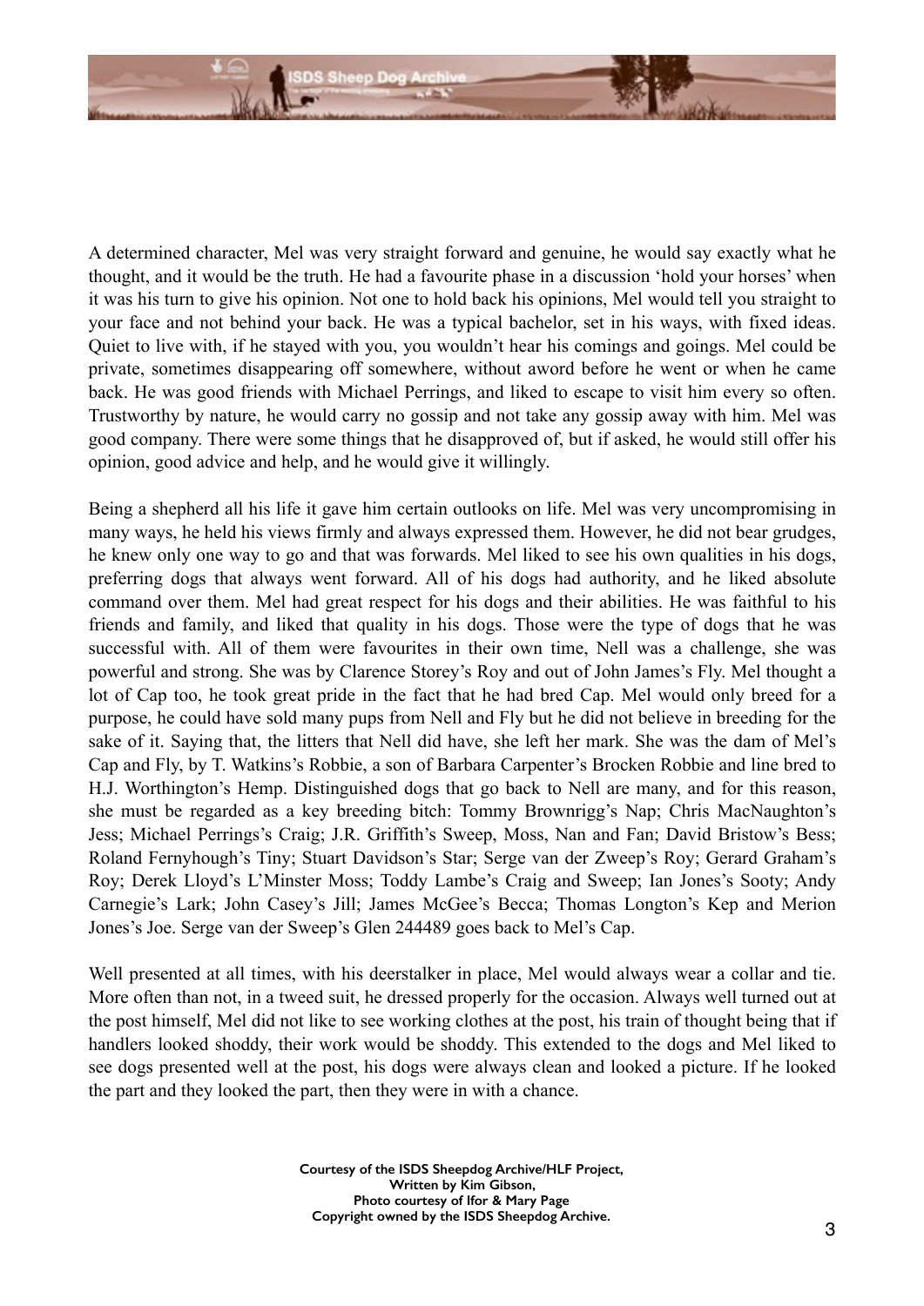A determined character, Mel was very straight forward and genuine, he would say exactly what he thought, and it would be the truth. He had a favourite phase in a discussion 'hold your horses' when it was his turn to give his opinion. Not one to hold back his opinions, Mel would tell you straight to your face and not behind your back. He was a typical bachelor, set in his ways, with fixed ideas. Quiet to live with, if he stayed with you, you wouldn't hear his comings and goings. Mel could be private, sometimes disappearing off somewhere, without aword before he went or when he came back. He was good friends with Michael Perrings, and liked to escape to visit him every so often. Trustworthy by nature, he would carry no gossip and not take any gossip away with him. Mel was good company. There were some things that he disapproved of, but if asked, he would still offer his opinion, good advice and help, and he would give it willingly.

Being a shepherd all his life it gave him certain outlooks on life. Mel was very uncompromising in many ways, he held his views firmly and always expressed them. However, he did not bear grudges, he knew only one way to go and that was forwards. Mel liked to see his own qualities in his dogs, preferring dogs that always went forward. All of his dogs had authority, and he liked absolute command over them. Mel had great respect for his dogs and their abilities. He was faithful to his friends and family, and liked that quality in his dogs. Those were the type of dogs that he was successful with. All of them were favourites in their own time, Nell was a challenge, she was powerful and strong. She was by Clarence Storey's Roy and out of John James's Fly. Mel thought a lot of Cap too, he took great pride in the fact that he had bred Cap. Mel would only breed for a purpose, he could have sold many pups from Nell and Fly but he did not believe in breeding for the sake of it. Saying that, the litters that Nell did have, she left her mark. She was the dam of Mel's Cap and Fly, by T. Watkins's Robbie, a son of Barbara Carpenter's Brocken Robbie and line bred to H.J. Worthington's Hemp. Distinguished dogs that go back to Nell are many, and for this reason, she must be regarded as a key breeding bitch: Tommy Brownrigg's Nap; Chris MacNaughton's Jess; Michael Perrings's Craig; J.R. Griffith's Sweep, Moss, Nan and Fan; David Bristow's Bess; Roland Fernyhough's Tiny; Stuart Davidson's Star; Serge van der Zweep's Roy; Gerard Graham's Roy; Derek Lloyd's L'Minster Moss; Toddy Lambe's Craig and Sweep; Ian Jones's Sooty; Andy Carnegie's Lark; John Casey's Jill; James McGee's Becca; Thomas Longton's Kep and Merion Jones's Joe. Serge van der Sweep's Glen 244489 goes back to Mel's Cap.

Well presented at all times, with his deerstalker in place, Mel would always wear a collar and tie. More often than not, in a tweed suit, he dressed properly for the occasion. Always well turned out at the post himself, Mel did not like to see working clothes at the post, his train of thought being that if handlers looked shoddy, their work would be shoddy. This extended to the dogs and Mel liked to see dogs presented well at the post, his dogs were always clean and looked a picture. If he looked the part and they looked the part, then they were in with a chance.

**Courtesy of the ISDS Sheepdog Archive/HLF Project,**
**Written by Kim Gibson,**
**Photo courtesy of Ifor & Mary Page**
**Copyright owned by the ISDS Sheepdog Archive.**